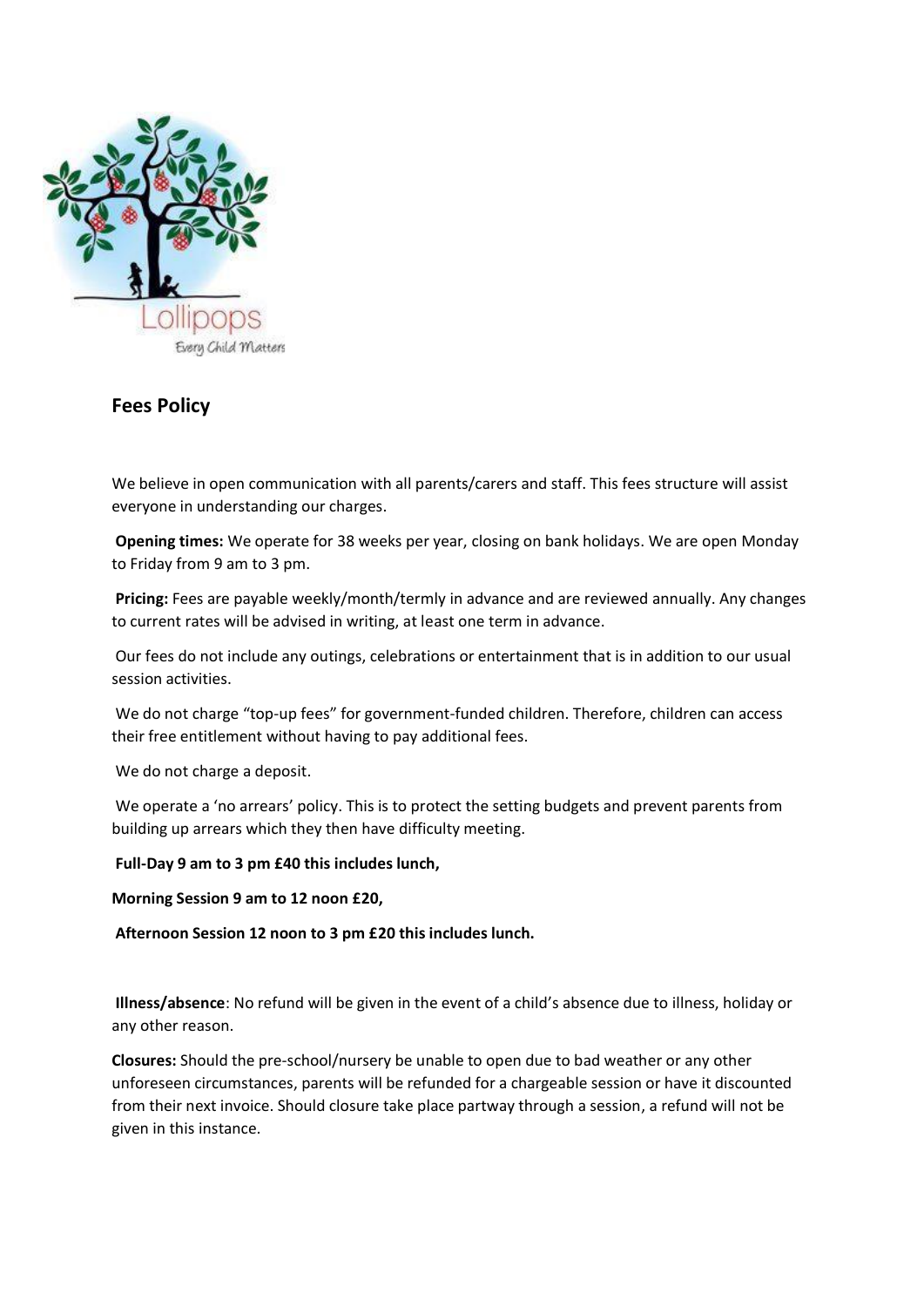## Fees Policy

We believe in open communication with all parents/carers and staff. This fees structure will assist everyone in understanding our charges.

**Opening times:** We operate for 38 weeks per year, closing on bank holidays. We are open Monday to Friday from 9 am to 3 pm.

**Pricing:** Fees are payable weekly/month/termly in advance and are reviewed annually. Any changes to current rates will be advised in writing, at least one term in advance.

Our fees do not include any outings, celebrations or entertainment that is in addition to our usual session activities.

We do not charge "top-up fees" for government-funded children. Therefore, children can access their free entitlement without having to pay additional fees.

We do not charge a deposit.

We operate a 'no arrears' policy. This is to protect the setting budgets and prevent parents from building up arrears which they then have difficulty meeting.

**Full-Day 9 am to 3 pm £40 this includes lunch,**

**Morning Session 9 am to 12 noon £20,**

**Afternoon Session 12 noon to 3 pm £20 this includes lunch.**

**Illness/absence**: No refund will be given in the event of a child's absence due to illness, holiday or any other reason.

**Closures:** Should the pre-school/nursery be unable to open due to bad weather or any other unforeseen circumstances, parents will be refunded for a chargeable session or have it discounted from their next invoice. Should closure take place partway through a session, a refund will not be given in this instance.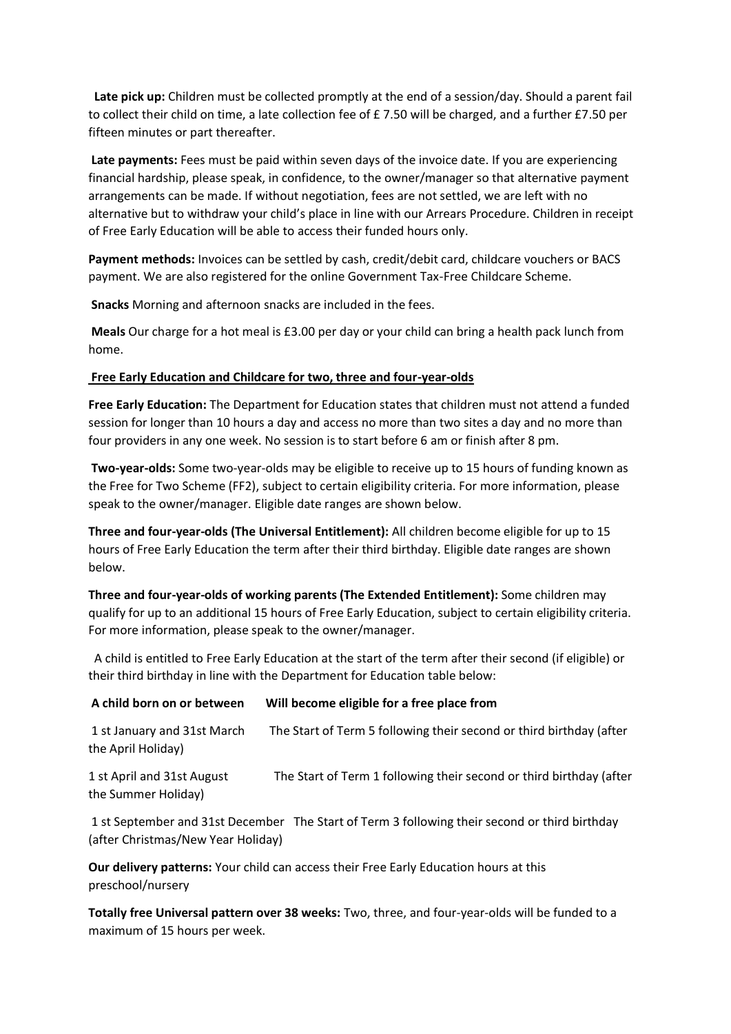**Late pick up:** Children must be collected promptly at the end of a session/day. Should a parent fail to collect their child on time, a late collection fee of £ 7.50 will be charged, and a further £7.50 per fifteen minutes or part thereafter.

**Late payments:** Fees must be paid within seven days of the invoice date. If you are experiencing financial hardship, please speak, in confidence, to the owner/manager so that alternative payment arrangements can be made. If without negotiation, fees are not settled, we are left with no alternative but to withdraw your child's place in line with our Arrears Procedure. Children in receipt of Free Early Education will be able to access their funded hours only.

**Payment methods:** Invoices can be settled by cash, credit/debit card, childcare vouchers or BACS payment. We are also registered for the online Government Tax-Free Childcare Scheme.

**Snacks** Morning and afternoon snacks are included in the fees.

**Meals** Our charge for a hot meal is £3.00 per day or your child can bring a health pack lunch from home.

**Free Early Education and Childcare for two, three and four-year-olds**

**Free Early Education:** The Department for Education states that children must not attend a funded session for longer than 10 hours a day and access no more than two sites a day and no more than four providers in any one week. No session is to start before 6 am or finish after 8 pm.

**Two-year-olds:** Some two-year-olds may be eligible to receive up to 15 hours of funding known as the Free for Two Scheme (FF2), subject to certain eligibility criteria. For more information, please speak to the owner/manager. Eligible date ranges are shown below.

**Three and four-year-olds (The Universal Entitlement):** All children become eligible for up to 15 hours of Free Early Education the term after their third birthday. Eligible date ranges are shown below.

**Three and four-year-olds of working parents (The Extended Entitlement):** Some children may qualify for up to an additional 15 hours of Free Early Education, subject to certain eligibility criteria. For more information, please speak to the owner/manager.

A child is entitled to Free Early Education at the start of the term after their second (if eligible) or their third birthday in line with the Department for Education table below:

| A child born on or between | Will become eligible for a free place from |
| --- | --- |
| 1 st January and 31st March | The Start of Term 5 following their second or third birthday (after the April Holiday) |
| 1 st April and 31st August | The Start of Term 1 following their second or third birthday (after the Summer Holiday) |
| 1 st September and 31st December | The Start of Term 3 following their second or third birthday (after Christmas/New Year Holiday) |

**Our delivery patterns:** Your child can access their Free Early Education hours at this preschool/nursery

**Totally free Universal pattern over 38 weeks:** Two, three, and four-year-olds will be funded to a maximum of 15 hours per week.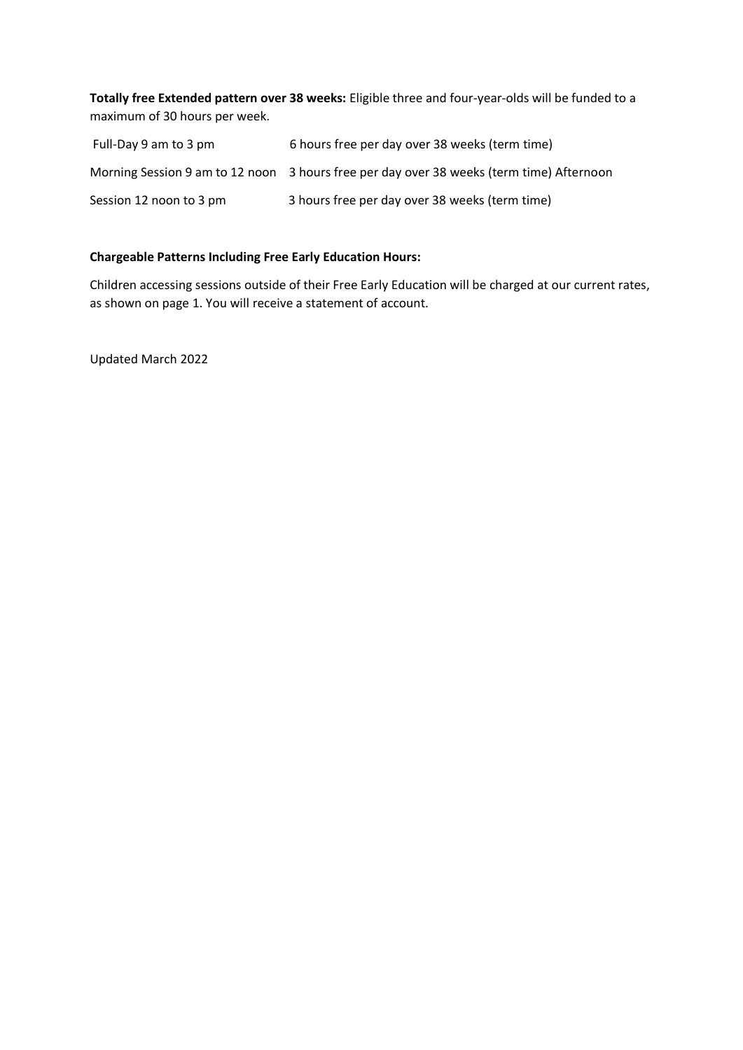**Totally free Extended pattern over 38 weeks:** Eligible three and four-year-olds will be funded to a maximum of 30 hours per week.

| | |
|---|---|
| Full-Day 9 am to 3 pm | 6 hours free per day over 38 weeks (term time) |
| Morning Session 9 am to 12 noon | 3 hours free per day over 38 weeks (term time) Afternoon |
| Session 12 noon to 3 pm | 3 hours free per day over 38 weeks (term time) |

**Chargeable Patterns Including Free Early Education Hours:**

Children accessing sessions outside of their Free Early Education will be charged at our current rates, as shown on page 1. You will receive a statement of account.

Updated March 2022